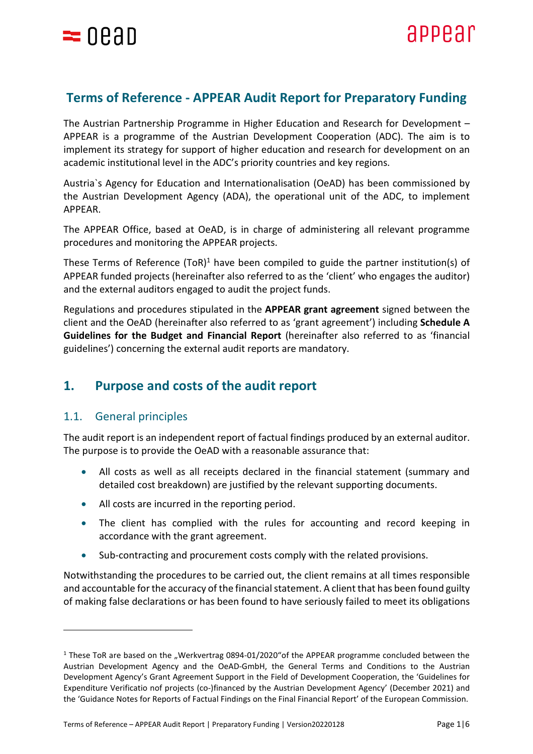# Terms of Reference - APPEAR Audit Report for Preparatory Funding

The Austrian Partnership Programme in Higher Education and Research for Development – APPEAR is a programme of the Austrian Development Cooperation (ADC). The aim is to implement its strategy for support of higher education and research for development on an academic institutional level in the ADC's priority countries and key regions.

Austria`s Agency for Education and Internationalisation (OeAD) has been commissioned by the Austrian Development Agency (ADA), the operational unit of the ADC, to implement APPEAR.

The APPEAR Office, based at OeAD, is in charge of administering all relevant programme procedures and monitoring the APPEAR projects.

These Terms of Reference (ToR)[1] have been compiled to guide the partner institution(s) of APPEAR funded projects (hereinafter also referred to as the 'client' who engages the auditor) and the external auditors engaged to audit the project funds.

Regulations and procedures stipulated in the **APPEAR grant agreement** signed between the client and the OeAD (hereinafter also referred to as 'grant agreement') including **Schedule A Guidelines for the Budget and Financial Report** (hereinafter also referred to as 'financial guidelines') concerning the external audit reports are mandatory.

## 1. Purpose and costs of the audit report

### 1.1. General principles

The audit report is an independent report of factual findings produced by an external auditor. The purpose is to provide the OeAD with a reasonable assurance that:

- All costs as well as all receipts declared in the financial statement (summary and detailed cost breakdown) are justified by the relevant supporting documents.
- All costs are incurred in the reporting period.
- The client has complied with the rules for accounting and record keeping in accordance with the grant agreement.
- Sub-contracting and procurement costs comply with the related provisions.

Notwithstanding the procedures to be carried out, the client remains at all times responsible and accountable for the accuracy of the financial statement. A client that has been found guilty of making false declarations or has been found to have seriously failed to meet its obligations

[1] These ToR are based on the „Werkvertrag 0894-01/2020"of the APPEAR programme concluded between the Austrian Development Agency and the OeAD-GmbH, the General Terms and Conditions to the Austrian Development Agency's Grant Agreement Support in the Field of Development Cooperation, the 'Guidelines for Expenditure Verificatio nof projects (co-)financed by the Austrian Development Agency' (December 2021) and the 'Guidance Notes for Reports of Factual Findings on the Final Financial Report' of the European Commission.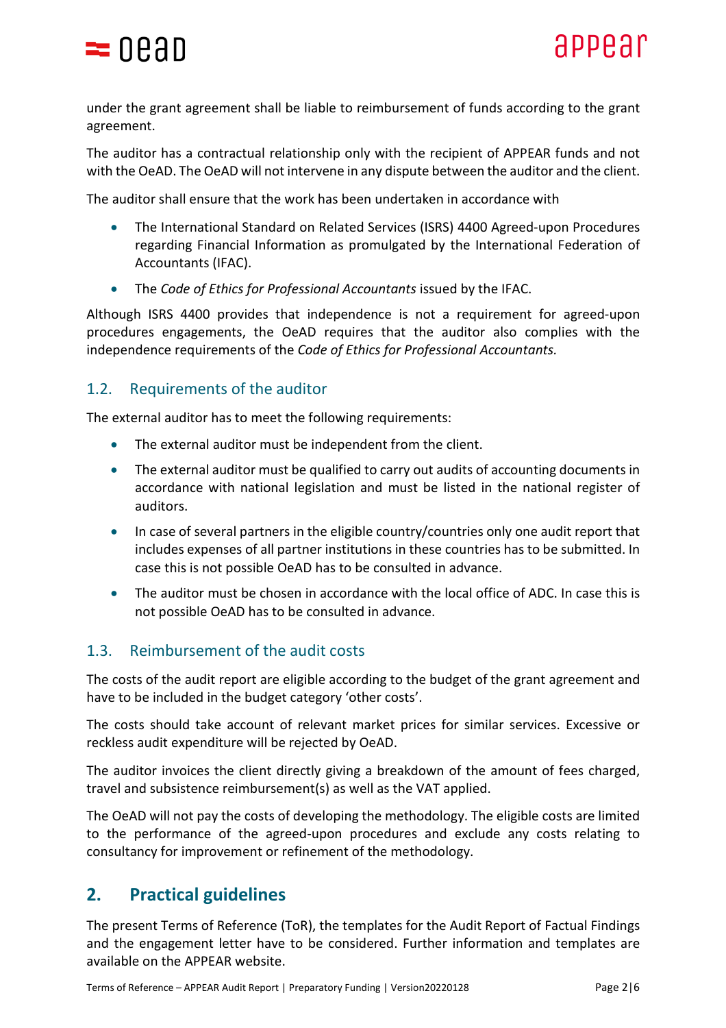under the grant agreement shall be liable to reimbursement of funds according to the grant agreement.

The auditor has a contractual relationship only with the recipient of APPEAR funds and not with the OeAD. The OeAD will not intervene in any dispute between the auditor and the client.

The auditor shall ensure that the work has been undertaken in accordance with

- The International Standard on Related Services (ISRS) 4400 Agreed-upon Procedures regarding Financial Information as promulgated by the International Federation of Accountants (IFAC).
- The *Code of Ethics for Professional Accountants* issued by the IFAC.

Although ISRS 4400 provides that independence is not a requirement for agreed-upon procedures engagements, the OeAD requires that the auditor also complies with the independence requirements of the *Code of Ethics for Professional Accountants.*

### 1.2. Requirements of the auditor

The external auditor has to meet the following requirements:

- The external auditor must be independent from the client.
- The external auditor must be qualified to carry out audits of accounting documents in accordance with national legislation and must be listed in the national register of auditors.
- In case of several partners in the eligible country/countries only one audit report that includes expenses of all partner institutions in these countries has to be submitted. In case this is not possible OeAD has to be consulted in advance.
- The auditor must be chosen in accordance with the local office of ADC. In case this is not possible OeAD has to be consulted in advance.

### 1.3. Reimbursement of the audit costs

The costs of the audit report are eligible according to the budget of the grant agreement and have to be included in the budget category 'other costs'.

The costs should take account of relevant market prices for similar services. Excessive or reckless audit expenditure will be rejected by OeAD.

The auditor invoices the client directly giving a breakdown of the amount of fees charged, travel and subsistence reimbursement(s) as well as the VAT applied.

The OeAD will not pay the costs of developing the methodology. The eligible costs are limited to the performance of the agreed-upon procedures and exclude any costs relating to consultancy for improvement or refinement of the methodology.

## 2. Practical guidelines

The present Terms of Reference (ToR), the templates for the Audit Report of Factual Findings and the engagement letter have to be considered. Further information and templates are available on the APPEAR website.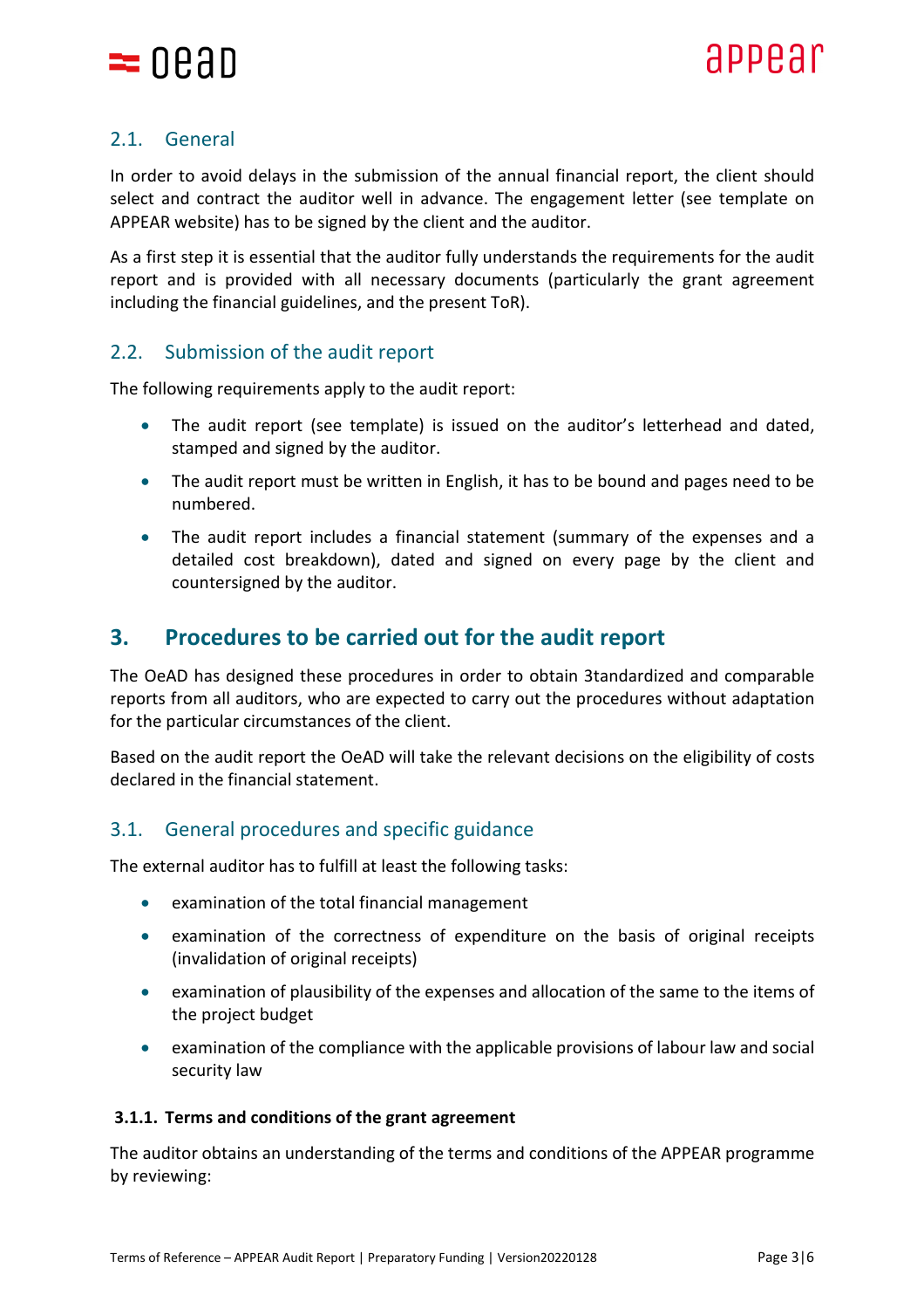## 2.1. General

In order to avoid delays in the submission of the annual financial report, the client should select and contract the auditor well in advance. The engagement letter (see template on APPEAR website) has to be signed by the client and the auditor.

As a first step it is essential that the auditor fully understands the requirements for the audit report and is provided with all necessary documents (particularly the grant agreement including the financial guidelines, and the present ToR).

## 2.2. Submission of the audit report

The following requirements apply to the audit report:

- The audit report (see template) is issued on the auditor's letterhead and dated, stamped and signed by the auditor.
- The audit report must be written in English, it has to be bound and pages need to be numbered.
- The audit report includes a financial statement (summary of the expenses and a detailed cost breakdown), dated and signed on every page by the client and countersigned by the auditor.

# 3. Procedures to be carried out for the audit report

The OeAD has designed these procedures in order to obtain 3tandardized and comparable reports from all auditors, who are expected to carry out the procedures without adaptation for the particular circumstances of the client.

Based on the audit report the OeAD will take the relevant decisions on the eligibility of costs declared in the financial statement.

## 3.1. General procedures and specific guidance

The external auditor has to fulfill at least the following tasks:

- examination of the total financial management
- examination of the correctness of expenditure on the basis of original receipts (invalidation of original receipts)
- examination of plausibility of the expenses and allocation of the same to the items of the project budget
- examination of the compliance with the applicable provisions of labour law and social security law

### 3.1.1. Terms and conditions of the grant agreement

The auditor obtains an understanding of the terms and conditions of the APPEAR programme by reviewing: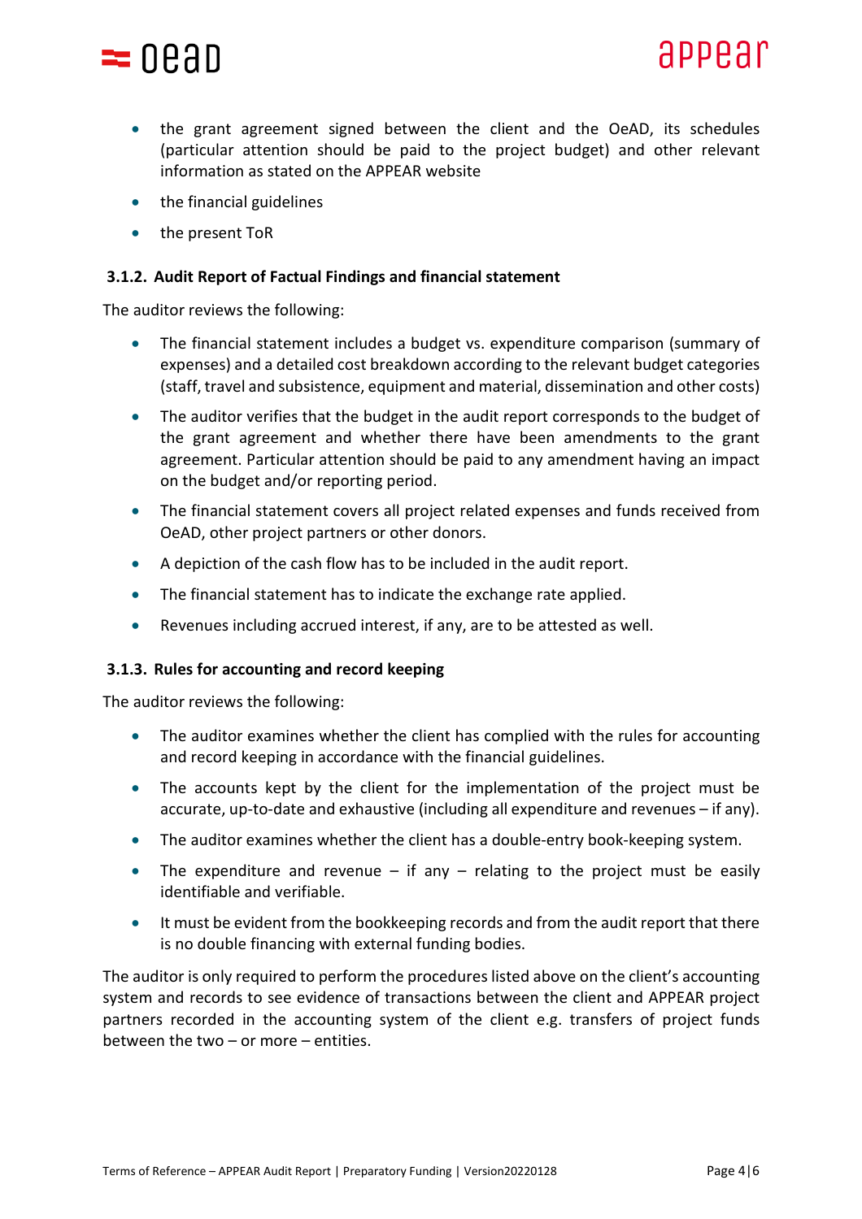- the grant agreement signed between the client and the OeAD, its schedules (particular attention should be paid to the project budget) and other relevant information as stated on the APPEAR website
- the financial guidelines
- the present ToR

### 3.1.2. Audit Report of Factual Findings and financial statement

The auditor reviews the following:

- The financial statement includes a budget vs. expenditure comparison (summary of expenses) and a detailed cost breakdown according to the relevant budget categories (staff, travel and subsistence, equipment and material, dissemination and other costs)
- The auditor verifies that the budget in the audit report corresponds to the budget of the grant agreement and whether there have been amendments to the grant agreement. Particular attention should be paid to any amendment having an impact on the budget and/or reporting period.
- The financial statement covers all project related expenses and funds received from OeAD, other project partners or other donors.
- A depiction of the cash flow has to be included in the audit report.
- The financial statement has to indicate the exchange rate applied.
- Revenues including accrued interest, if any, are to be attested as well.

### 3.1.3. Rules for accounting and record keeping

The auditor reviews the following:

- The auditor examines whether the client has complied with the rules for accounting and record keeping in accordance with the financial guidelines.
- The accounts kept by the client for the implementation of the project must be accurate, up-to-date and exhaustive (including all expenditure and revenues – if any).
- The auditor examines whether the client has a double-entry book-keeping system.
- The expenditure and revenue – if any – relating to the project must be easily identifiable and verifiable.
- It must be evident from the bookkeeping records and from the audit report that there is no double financing with external funding bodies.

The auditor is only required to perform the procedures listed above on the client's accounting system and records to see evidence of transactions between the client and APPEAR project partners recorded in the accounting system of the client e.g. transfers of project funds between the two – or more – entities.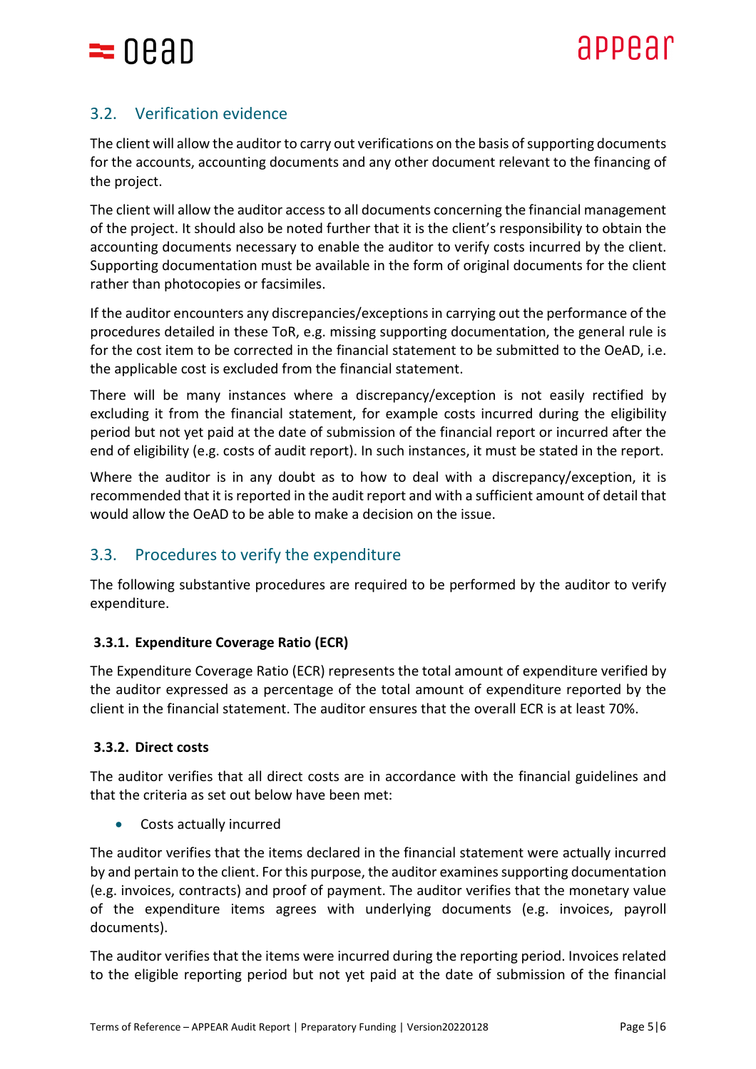## 3.2. Verification evidence

The client will allow the auditor to carry out verifications on the basis of supporting documents for the accounts, accounting documents and any other document relevant to the financing of the project.

The client will allow the auditor access to all documents concerning the financial management of the project. It should also be noted further that it is the client's responsibility to obtain the accounting documents necessary to enable the auditor to verify costs incurred by the client. Supporting documentation must be available in the form of original documents for the client rather than photocopies or facsimiles.

If the auditor encounters any discrepancies/exceptions in carrying out the performance of the procedures detailed in these ToR, e.g. missing supporting documentation, the general rule is for the cost item to be corrected in the financial statement to be submitted to the OeAD, i.e. the applicable cost is excluded from the financial statement.

There will be many instances where a discrepancy/exception is not easily rectified by excluding it from the financial statement, for example costs incurred during the eligibility period but not yet paid at the date of submission of the financial report or incurred after the end of eligibility (e.g. costs of audit report). In such instances, it must be stated in the report.

Where the auditor is in any doubt as to how to deal with a discrepancy/exception, it is recommended that it is reported in the audit report and with a sufficient amount of detail that would allow the OeAD to be able to make a decision on the issue.

## 3.3. Procedures to verify the expenditure

The following substantive procedures are required to be performed by the auditor to verify expenditure.

### 3.3.1. Expenditure Coverage Ratio (ECR)

The Expenditure Coverage Ratio (ECR) represents the total amount of expenditure verified by the auditor expressed as a percentage of the total amount of expenditure reported by the client in the financial statement. The auditor ensures that the overall ECR is at least 70%.

### 3.3.2. Direct costs

The auditor verifies that all direct costs are in accordance with the financial guidelines and that the criteria as set out below have been met:

- Costs actually incurred

The auditor verifies that the items declared in the financial statement were actually incurred by and pertain to the client. For this purpose, the auditor examines supporting documentation (e.g. invoices, contracts) and proof of payment. The auditor verifies that the monetary value of the expenditure items agrees with underlying documents (e.g. invoices, payroll documents).

The auditor verifies that the items were incurred during the reporting period. Invoices related to the eligible reporting period but not yet paid at the date of submission of the financial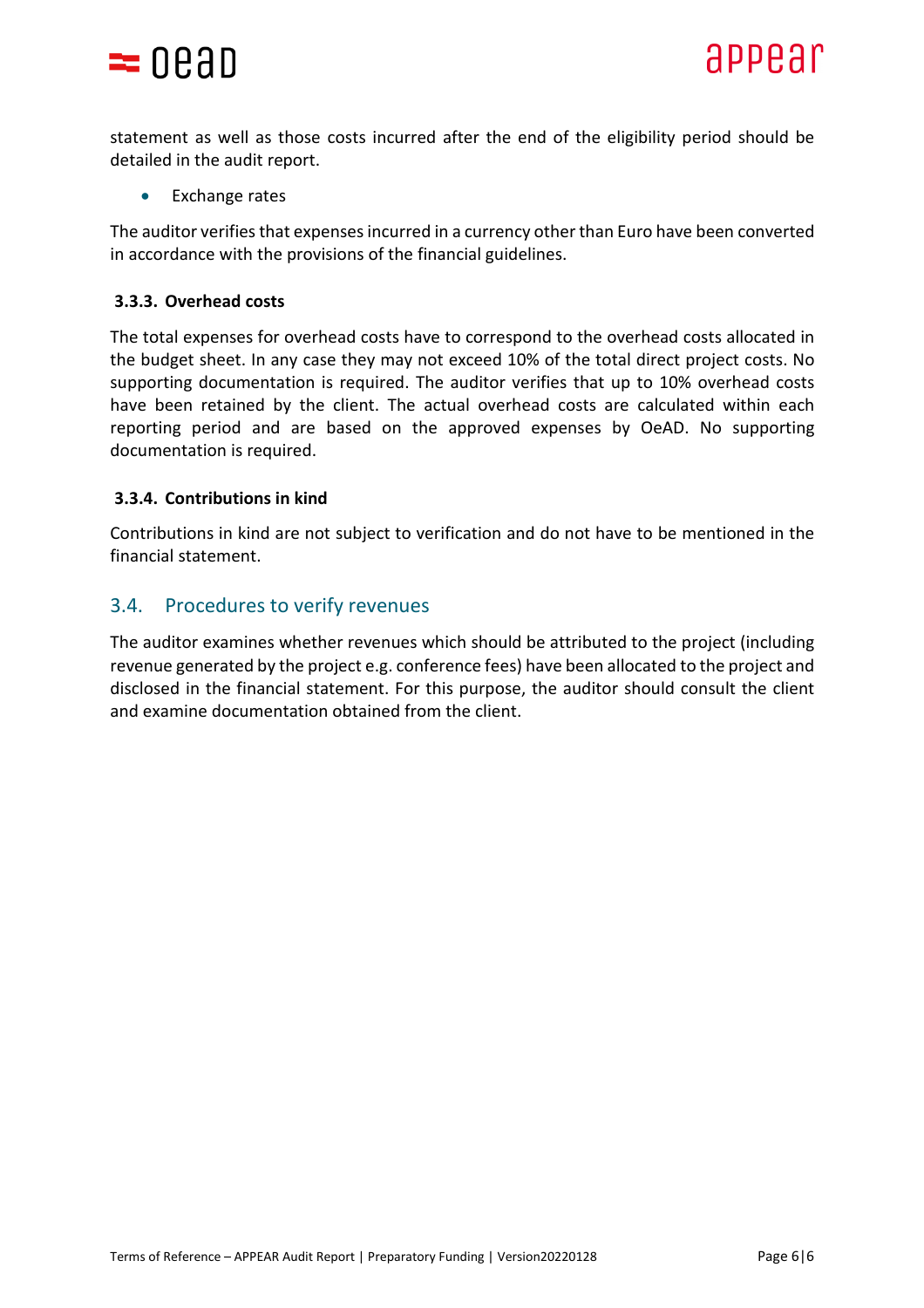statement as well as those costs incurred after the end of the eligibility period should be detailed in the audit report.

- Exchange rates

The auditor verifies that expenses incurred in a currency other than Euro have been converted in accordance with the provisions of the financial guidelines.

#### 3.3.3. Overhead costs

The total expenses for overhead costs have to correspond to the overhead costs allocated in the budget sheet. In any case they may not exceed 10% of the total direct project costs. No supporting documentation is required. The auditor verifies that up to 10% overhead costs have been retained by the client. The actual overhead costs are calculated within each reporting period and are based on the approved expenses by OeAD. No supporting documentation is required.

#### 3.3.4. Contributions in kind

Contributions in kind are not subject to verification and do not have to be mentioned in the financial statement.

### 3.4. Procedures to verify revenues

The auditor examines whether revenues which should be attributed to the project (including revenue generated by the project e.g. conference fees) have been allocated to the project and disclosed in the financial statement. For this purpose, the auditor should consult the client and examine documentation obtained from the client.